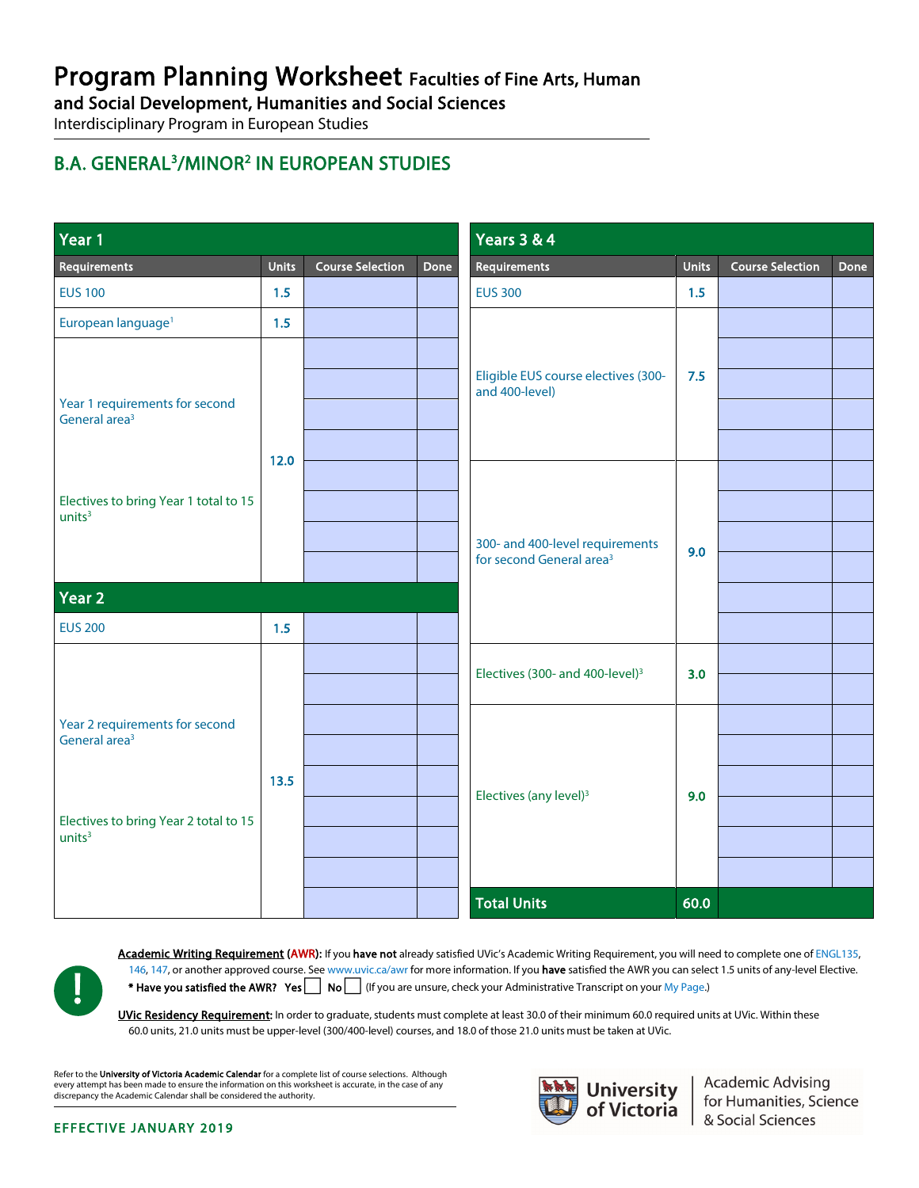# Program Planning Worksheet Faculties of Fine Arts, Human and Social Development, Humanities and Social Sciences

Interdisciplinary Program in European Studies

## B.A. GENERAL[3]/MINOR[2] IN EUROPEAN STUDIES

### Year 1

| Requirements | Units | Course Selection | Done |
|---|---|---|---|
| EUS 100 | 1.5 | | |
| European language[1] | 1.5 | | |
| Year 1 requirements for second General area[3]<br>Electives to bring Year 1 total to 15 units[3] | 12.0 | | |

### Year 2

| Requirements | Units | Course Selection | Done |
|---|---|---|---|
| EUS 200 | 1.5 | | |
| Year 2 requirements for second General area[3]<br>Electives to bring Year 2 total to 15 units[3] | 13.5 | | |

### Years 3 & 4

| Requirements | Units | Course Selection | Done |
|---|---|---|---|
| EUS 300 | 1.5 | | |
| Eligible EUS course electives (300- and 400-level) | 7.5 | | |
| 300- and 400-level requirements for second General area[3] | 9.0 | | |
| Electives (300- and 400-level)[3] | 3.0 | | |
| Electives (any level)[3] | 9.0 | | |
| **Total Units** | **60.0** | | |

**Academic Writing Requirement (AWR):** If you **have not** already satisfied UVic's Academic Writing Requirement, you will need to complete one of ENGL135, 146, 147, or another approved course. See www.uvic.ca/awr for more information. If you **have** satisfied the AWR you can select 1.5 units of any-level Elective.

**\* Have you satisfied the AWR?** Yes ☐ No ☐ (If you are unsure, check your Administrative Transcript on your My Page.)

**UVic Residency Requirement:** In order to graduate, students must complete at least 30.0 of their minimum 60.0 required units at UVic. Within these 60.0 units, 21.0 units must be upper-level (300/400-level) courses, and 18.0 of those 21.0 units must be taken at UVic.

Refer to the **University of Victoria Academic Calendar** for a complete list of course selections. Although every attempt has been made to ensure the information on this worksheet is accurate, in the case of any discrepancy the Academic Calendar shall be considered the authority.

University of Victoria | Academic Advising for Humanities, Science & Social Sciences

EFFECTIVE JANUARY 2019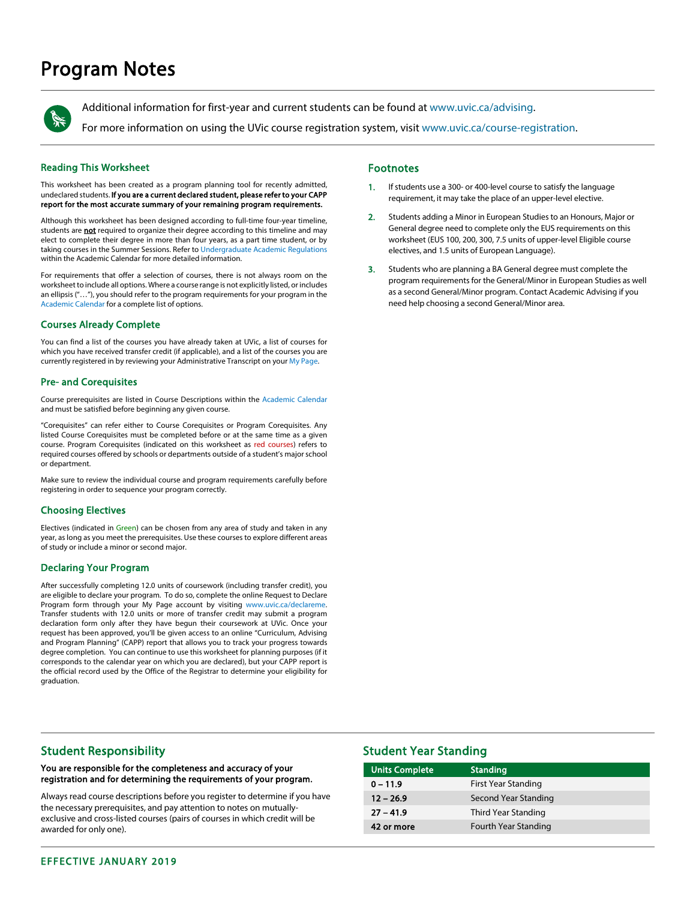# Program Notes

Additional information for first-year and current students can be found at www.uvic.ca/advising.

For more information on using the UVic course registration system, visit www.uvic.ca/course-registration.

### Reading This Worksheet

This worksheet has been created as a program planning tool for recently admitted, undeclared students. **If you are a current declared student, please refer to your CAPP report for the most accurate summary of your remaining program requirements.**

Although this worksheet has been designed according to full-time four-year timeline, students are **not** required to organize their degree according to this timeline and may elect to complete their degree in more than four years, as a part time student, or by taking courses in the Summer Sessions. Refer to Undergraduate Academic Regulations within the Academic Calendar for more detailed information.

For requirements that offer a selection of courses, there is not always room on the worksheet to include all options. Where a course range is not explicitly listed, or includes an ellipsis ("…"), you should refer to the program requirements for your program in the Academic Calendar for a complete list of options.

### Courses Already Complete

You can find a list of the courses you have already taken at UVic, a list of courses for which you have received transfer credit (if applicable), and a list of the courses you are currently registered in by reviewing your Administrative Transcript on your My Page.

### Pre- and Corequisites

Course prerequisites are listed in Course Descriptions within the Academic Calendar and must be satisfied before beginning any given course.

"Corequisites" can refer either to Course Corequisites or Program Corequisites. Any listed Course Corequisites must be completed before or at the same time as a given course. Program Corequisites (indicated on this worksheet as red courses) refers to required courses offered by schools or departments outside of a student's major school or department.

Make sure to review the individual course and program requirements carefully before registering in order to sequence your program correctly.

### Choosing Electives

Electives (indicated in Green) can be chosen from any area of study and taken in any year, as long as you meet the prerequisites. Use these courses to explore different areas of study or include a minor or second major.

### Declaring Your Program

After successfully completing 12.0 units of coursework (including transfer credit), you are eligible to declare your program. To do so, complete the online Request to Declare Program form through your My Page account by visiting www.uvic.ca/declareme. Transfer students with 12.0 units or more of transfer credit may submit a program declaration form only after they have begun their coursework at UVic. Once your request has been approved, you'll be given access to an online "Curriculum, Advising and Program Planning" (CAPP) report that allows you to track your progress towards degree completion. You can continue to use this worksheet for planning purposes (if it corresponds to the calendar year on which you are declared), but your CAPP report is the official record used by the Office of the Registrar to determine your eligibility for graduation.

### Footnotes

1. If students use a 300- or 400-level course to satisfy the language requirement, it may take the place of an upper-level elective.
2. Students adding a Minor in European Studies to an Honours, Major or General degree need to complete only the EUS requirements on this worksheet (EUS 100, 200, 300, 7.5 units of upper-level Eligible course electives, and 1.5 units of European Language).
3. Students who are planning a BA General degree must complete the program requirements for the General/Minor in European Studies as well as a second General/Minor program. Contact Academic Advising if you need help choosing a second General/Minor area.

## Student Responsibility

**You are responsible for the completeness and accuracy of your registration and for determining the requirements of your program.**

Always read course descriptions before you register to determine if you have the necessary prerequisites, and pay attention to notes on mutually-exclusive and cross-listed courses (pairs of courses in which credit will be awarded for only one).

## Student Year Standing

| Units Complete | Standing |
|---|---|
| **0 – 11.9** | First Year Standing |
| **12 – 26.9** | Second Year Standing |
| **27 – 41.9** | Third Year Standing |
| **42 or more** | Fourth Year Standing |

EFFECTIVE JANUARY 2019